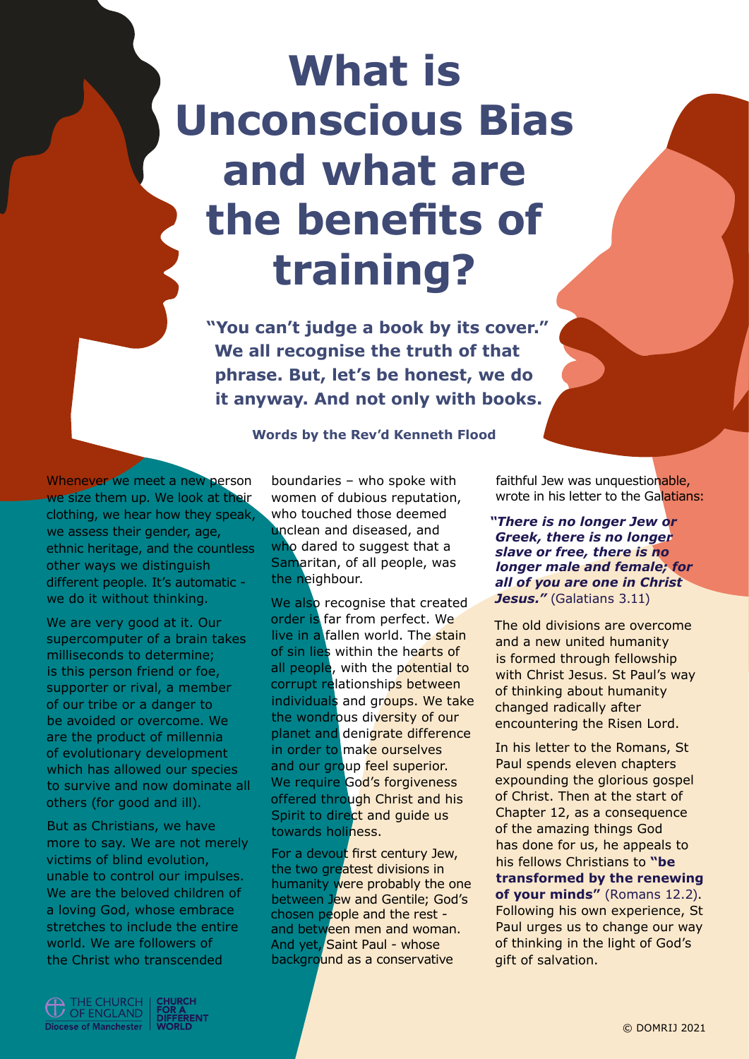# What is Unconscious Bias and what are the benefits of training?

**"You can't judge a book by its cover." We all recognise the truth of that phrase. But, let's be honest, we do it anyway. And not only with books.**

**Words by the Rev'd Kenneth Flood**

Whenever we meet a new person we size them up. We look at their clothing, we hear how they speak, we assess their gender, age, ethnic heritage, and the countless other ways we distinguish different people. It's automatic - we do it without thinking.

We are very good at it. Our supercomputer of a brain takes milliseconds to determine; is this person friend or foe, supporter or rival, a member of our tribe or a danger to be avoided or overcome. We are the product of millennia of evolutionary development which has allowed our species to survive and now dominate all others (for good and ill).

But as Christians, we have more to say. We are not merely victims of blind evolution, unable to control our impulses. We are the beloved children of a loving God, whose embrace stretches to include the entire world. We are followers of the Christ who transcended boundaries – who spoke with women of dubious reputation, who touched those deemed unclean and diseased, and who dared to suggest that a Samaritan, of all people, was the neighbour.

We also recognise that created order is far from perfect. We live in a fallen world. The stain of sin lies within the hearts of all people, with the potential to corrupt relationships between individuals and groups. We take the wondrous diversity of our planet and denigrate difference in order to make ourselves and our group feel superior. We require God's forgiveness offered through Christ and his Spirit to direct and guide us towards holiness.

For a devout first century Jew, the two greatest divisions in humanity were probably the one between Jew and Gentile; God's chosen people and the rest - and between men and woman. And yet, Saint Paul - whose background as a conservative faithful Jew was unquestionable, wrote in his letter to the Galatians:

***"There is no longer Jew or Greek, there is no longer slave or free, there is no longer male and female; for all of you are one in Christ Jesus."*** (Galatians 3.11)

The old divisions are overcome and a new united humanity is formed through fellowship with Christ Jesus. St Paul's way of thinking about humanity changed radically after encountering the Risen Lord.

In his letter to the Romans, St Paul spends eleven chapters expounding the glorious gospel of Christ. Then at the start of Chapter 12, as a consequence of the amazing things God has done for us, he appeals to his fellows Christians to **"be transformed by the renewing of your minds"** (Romans 12.2). Following his own experience, St Paul urges us to change our way of thinking in the light of God's gift of salvation.

THE CHURCH OF ENGLAND Diocese of Manchester | CHURCH FOR A DIFFERENT WORLD

© DOMRIJ 2021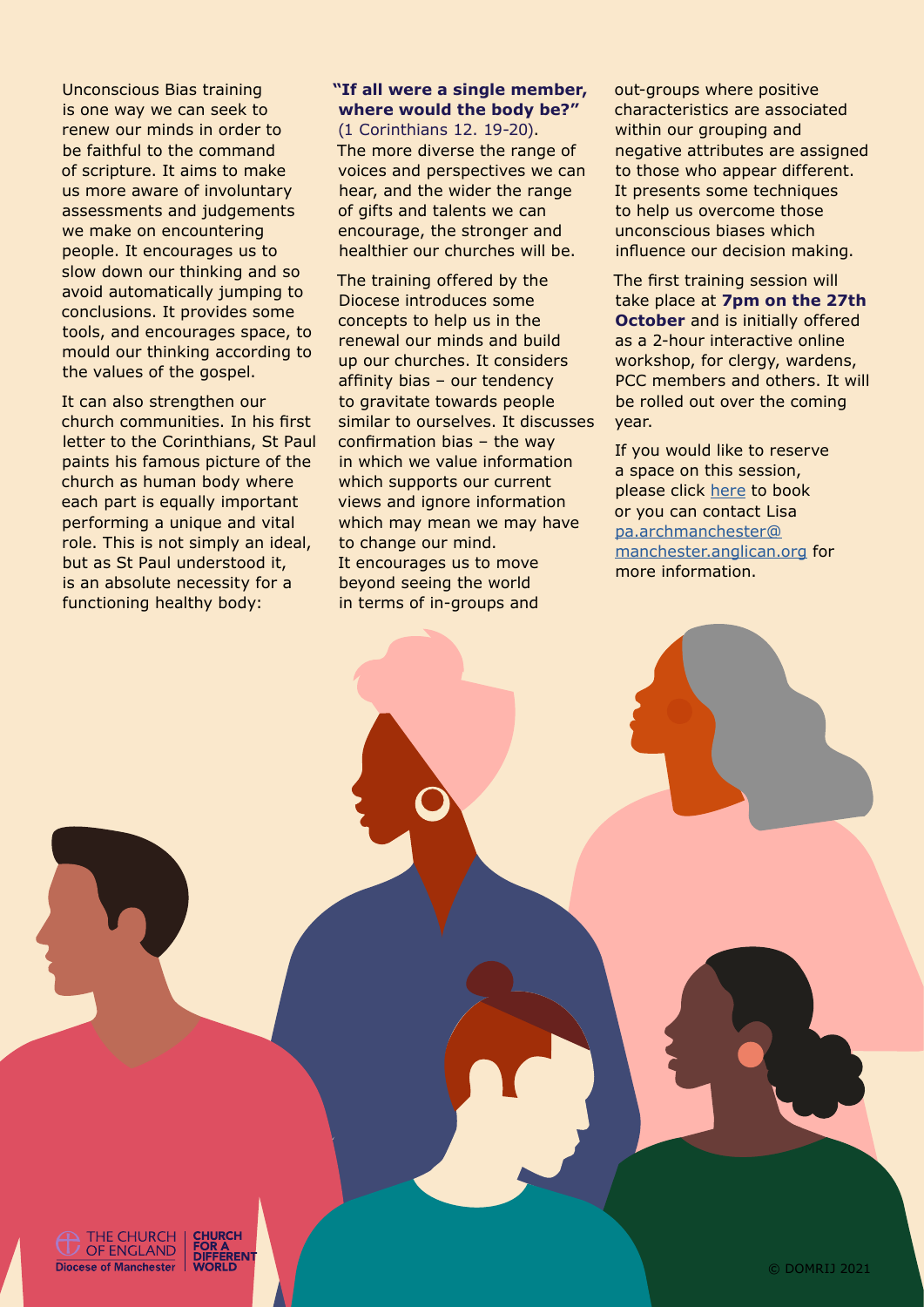Unconscious Bias training is one way we can seek to renew our minds in order to be faithful to the command of scripture. It aims to make us more aware of involuntary assessments and judgements we make on encountering people. It encourages us to slow down our thinking and so avoid automatically jumping to conclusions. It provides some tools, and encourages space, to mould our thinking according to the values of the gospel.

It can also strengthen our church communities. In his first letter to the Corinthians, St Paul paints his famous picture of the church as human body where each part is equally important performing a unique and vital role. This is not simply an ideal, but as St Paul understood it, is an absolute necessity for a functioning healthy body:

**"If all were a single member, where would the body be?"** (1 Corinthians 12. 19-20).

The more diverse the range of voices and perspectives we can hear, and the wider the range of gifts and talents we can encourage, the stronger and healthier our churches will be.

The training offered by the Diocese introduces some concepts to help us in the renewal our minds and build up our churches. It considers affinity bias – our tendency to gravitate towards people similar to ourselves. It discusses confirmation bias – the way in which we value information which supports our current views and ignore information which may mean we may have to change our mind. It encourages us to move beyond seeing the world in terms of in-groups and out-groups where positive characteristics are associated within our grouping and negative attributes are assigned to those who appear different. It presents some techniques to help us overcome those unconscious biases which influence our decision making.

The first training session will take place at **7pm on the 27th October** and is initially offered as a 2-hour interactive online workshop, for clergy, wardens, PCC members and others. It will be rolled out over the coming year.

If you would like to reserve a space on this session, please click here to book or you can contact Lisa pa.archmanchester@manchester.anglican.org for more information.

THE CHURCH OF ENGLAND Diocese of Manchester | CHURCH FOR A DIFFERENT WORLD

© DOMRIJ 2021